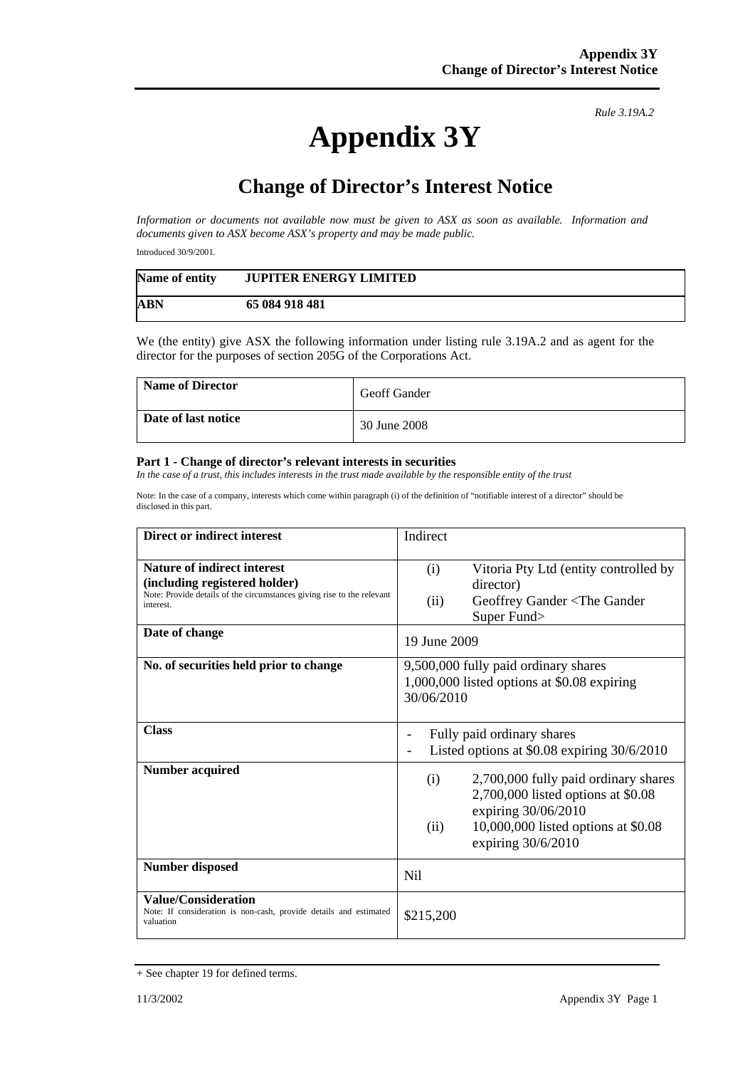*Rule 3.19A.2*

# Appendix 3Y

## Change of Director's Interest Notice

*Information or documents not available now must be given to ASX as soon as available. Information and documents given to ASX become ASX's property and may be made public.*

Introduced 30/9/2001.

| Name of entity | JUPITER ENERGY LIMITED |
|---|---|
| ABN | 65 084 918 481 |

We (the entity) give ASX the following information under listing rule 3.19A.2 and as agent for the director for the purposes of section 205G of the Corporations Act.

| Name of Director | Geoff Gander |
|---|---|
| Date of last notice | 30 June 2008 |

**Part 1 - Change of director's relevant interests in securities**

*In the case of a trust, this includes interests in the trust made available by the responsible entity of the trust*

Note: In the case of a company, interests which come within paragraph (i) of the definition of "notifiable interest of a director" should be disclosed in this part.

| | |
|---|---|
| **Direct or indirect interest** | Indirect |
| **Nature of indirect interest (including registered holder)**<br>Note: Provide details of the circumstances giving rise to the relevant interest. | (i) Vitoria Pty Ltd (entity controlled by director)<br>(ii) Geoffrey Gander <The Gander Super Fund> |
| **Date of change** | 19 June 2009 |
| **No. of securities held prior to change** | 9,500,000 fully paid ordinary shares<br>1,000,000 listed options at $0.08 expiring 30/06/2010 |
| **Class** | - Fully paid ordinary shares<br>- Listed options at $0.08 expiring 30/6/2010 |
| **Number acquired** | (i) 2,700,000 fully paid ordinary shares 2,700,000 listed options at $0.08 expiring 30/06/2010<br>(ii) 10,000,000 listed options at $0.08 expiring 30/6/2010 |
| **Number disposed** | Nil |
| **Value/Consideration**<br>Note: If consideration is non-cash, provide details and estimated valuation | $215,200 |

+ See chapter 19 for defined terms.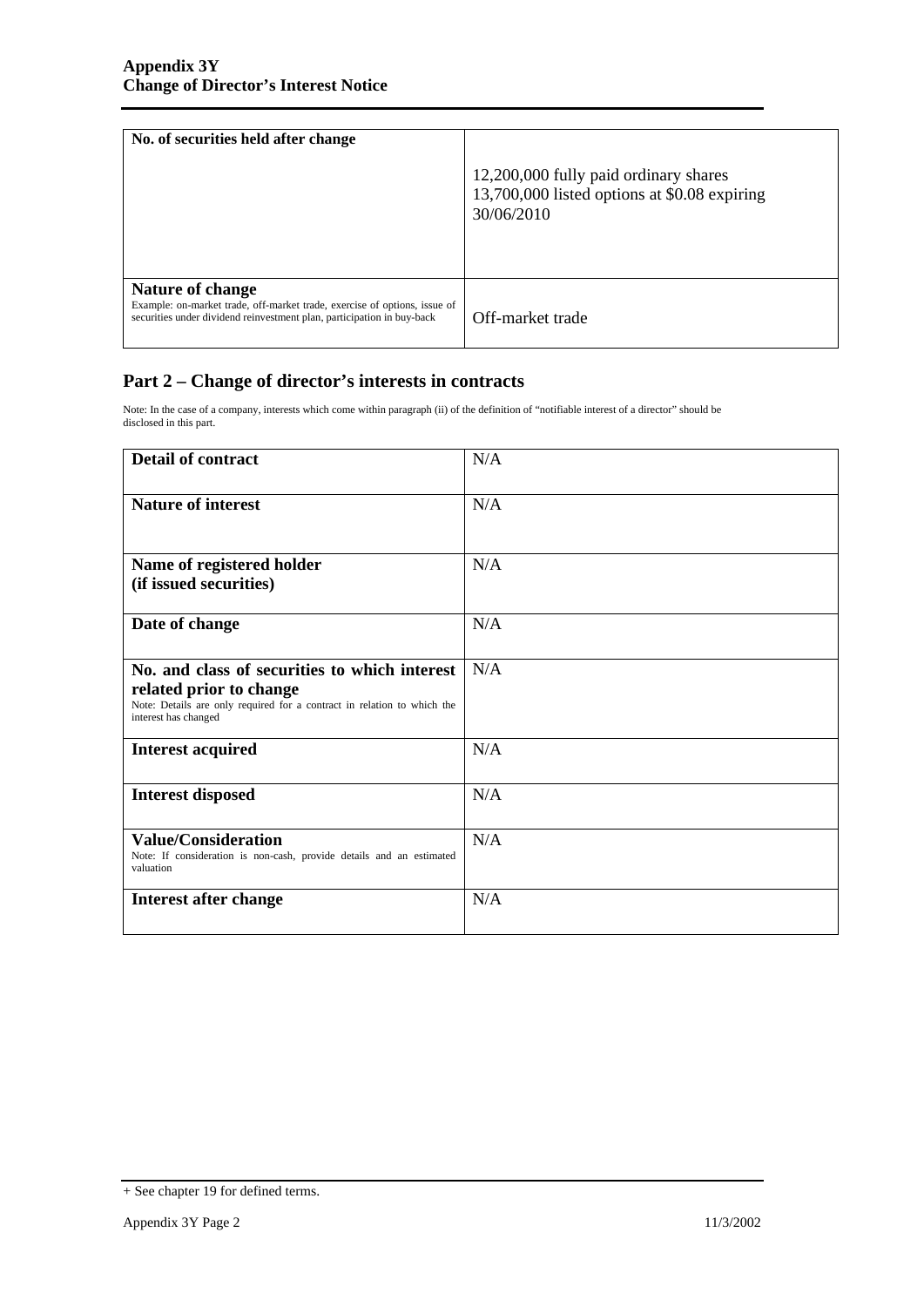| | |
|---|---|
| **No. of securities held after change** | 12,200,000 fully paid ordinary shares<br>13,700,000 listed options at $0.08 expiring 30/06/2010 |
| **Nature of change**<br>Example: on-market trade, off-market trade, exercise of options, issue of securities under dividend reinvestment plan, participation in buy-back | Off-market trade |

## Part 2 – Change of director's interests in contracts

Note: In the case of a company, interests which come within paragraph (ii) of the definition of "notifiable interest of a director" should be disclosed in this part.

| | |
|---|---|
| **Detail of contract** | N/A |
| **Nature of interest** | N/A |
| **Name of registered holder (if issued securities)** | N/A |
| **Date of change** | N/A |
| **No. and class of securities to which interest related prior to change**<br>Note: Details are only required for a contract in relation to which the interest has changed | N/A |
| **Interest acquired** | N/A |
| **Interest disposed** | N/A |
| **Value/Consideration**<br>Note: If consideration is non-cash, provide details and an estimated valuation | N/A |
| **Interest after change** | N/A |

+ See chapter 19 for defined terms.